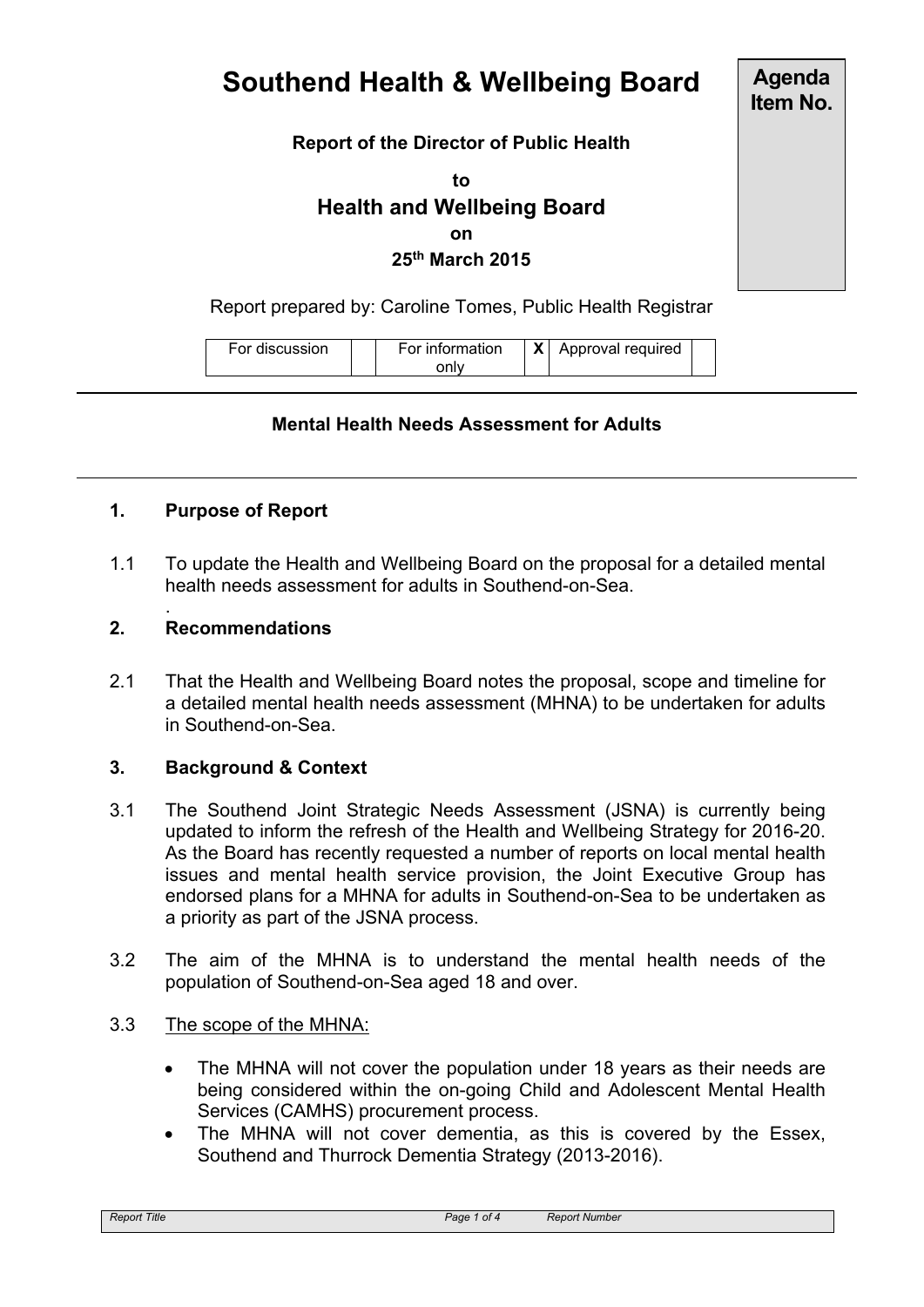# Southend Health & Wellbeing Board

**Agenda Item No.**

**Report of the Director of Public Health**

**to**

**Health and Wellbeing Board**

**on**

**25th March 2015**

Report prepared by: Caroline Tomes, Public Health Registrar

| For discussion | | For information only | X | Approval required | |
|---|---|---|---|---|---|

---

**Mental Health Needs Assessment for Adults**

---

## 1. Purpose of Report

1.1 To update the Health and Wellbeing Board on the proposal for a detailed mental health needs assessment for adults in Southend-on-Sea.

## 2. Recommendations

2.1 That the Health and Wellbeing Board notes the proposal, scope and timeline for a detailed mental health needs assessment (MHNA) to be undertaken for adults in Southend-on-Sea.

## 3. Background & Context

3.1 The Southend Joint Strategic Needs Assessment (JSNA) is currently being updated to inform the refresh of the Health and Wellbeing Strategy for 2016-20. As the Board has recently requested a number of reports on local mental health issues and mental health service provision, the Joint Executive Group has endorsed plans for a MHNA for adults in Southend-on-Sea to be undertaken as a priority as part of the JSNA process.

3.2 The aim of the MHNA is to understand the mental health needs of the population of Southend-on-Sea aged 18 and over.

3.3 The scope of the MHNA:

- The MHNA will not cover the population under 18 years as their needs are being considered within the on-going Child and Adolescent Mental Health Services (CAMHS) procurement process.
- The MHNA will not cover dementia, as this is covered by the Essex, Southend and Thurrock Dementia Strategy (2013-2016).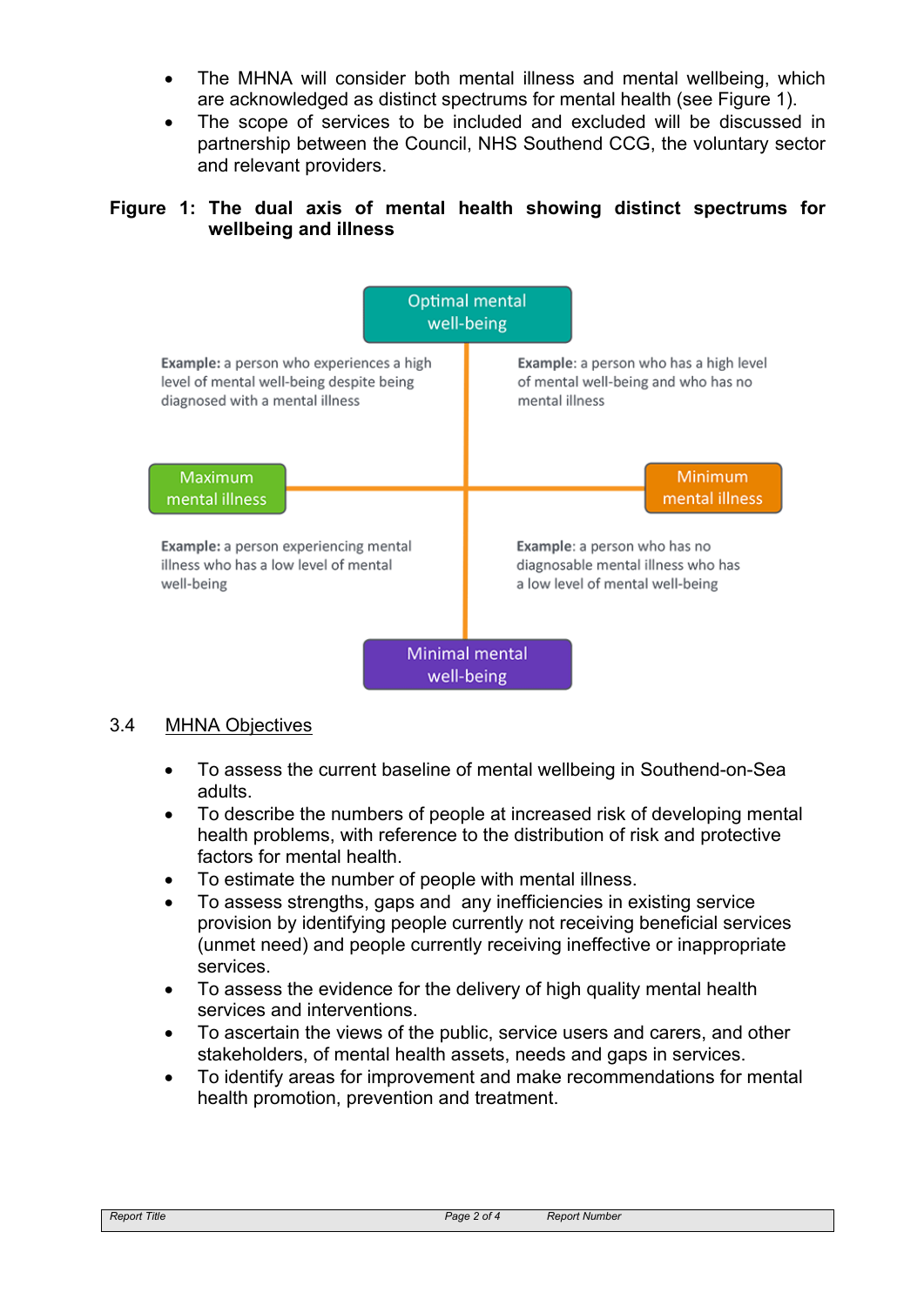- The MHNA will consider both mental illness and mental wellbeing, which are acknowledged as distinct spectrums for mental health (see Figure 1).
- The scope of services to be included and excluded will be discussed in partnership between the Council, NHS Southend CCG, the voluntary sector and relevant providers.

**Figure 1: The dual axis of mental health showing distinct spectrums for wellbeing and illness**

Optimal mental well-being

**Example:** a person who experiences a high level of mental well-being despite being diagnosed with a mental illness

**Example:** a person who has a high level of mental well-being and who has no mental illness

Maximum mental illness

Minimum mental illness

**Example:** a person experiencing mental illness who has a low level of mental well-being

**Example:** a person who has no diagnosable mental illness who has a low level of mental well-being

Minimal mental well-being

## 3.4 MHNA Objectives

- To assess the current baseline of mental wellbeing in Southend-on-Sea adults.
- To describe the numbers of people at increased risk of developing mental health problems, with reference to the distribution of risk and protective factors for mental health.
- To estimate the number of people with mental illness.
- To assess strengths, gaps and any inefficiencies in existing service provision by identifying people currently not receiving beneficial services (unmet need) and people currently receiving ineffective or inappropriate services.
- To assess the evidence for the delivery of high quality mental health services and interventions.
- To ascertain the views of the public, service users and carers, and other stakeholders, of mental health assets, needs and gaps in services.
- To identify areas for improvement and make recommendations for mental health promotion, prevention and treatment.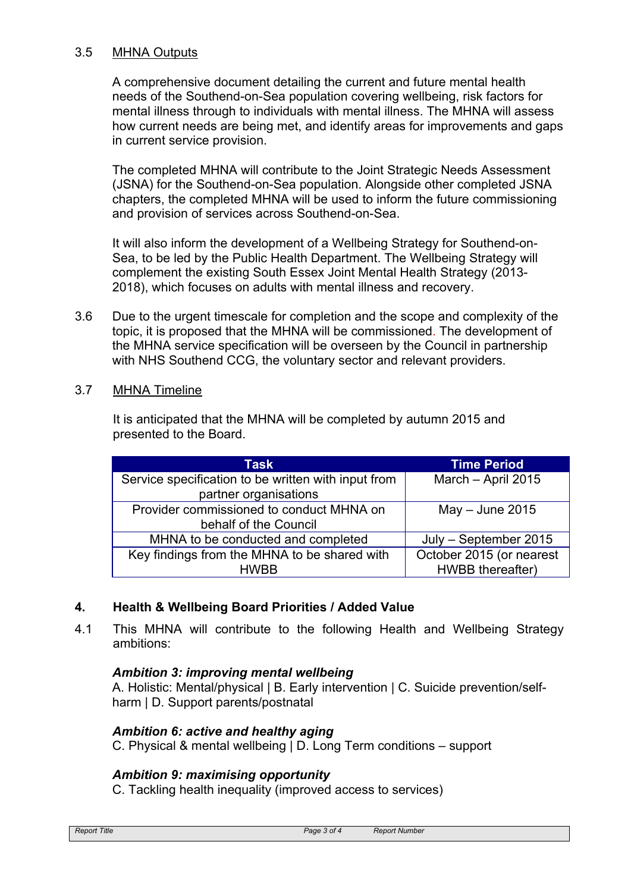3.5 MHNA Outputs

A comprehensive document detailing the current and future mental health needs of the Southend-on-Sea population covering wellbeing, risk factors for mental illness through to individuals with mental illness. The MHNA will assess how current needs are being met, and identify areas for improvements and gaps in current service provision.

The completed MHNA will contribute to the Joint Strategic Needs Assessment (JSNA) for the Southend-on-Sea population. Alongside other completed JSNA chapters, the completed MHNA will be used to inform the future commissioning and provision of services across Southend-on-Sea.

It will also inform the development of a Wellbeing Strategy for Southend-on-Sea, to be led by the Public Health Department. The Wellbeing Strategy will complement the existing South Essex Joint Mental Health Strategy (2013-2018), which focuses on adults with mental illness and recovery.

3.6 Due to the urgent timescale for completion and the scope and complexity of the topic, it is proposed that the MHNA will be commissioned. The development of the MHNA service specification will be overseen by the Council in partnership with NHS Southend CCG, the voluntary sector and relevant providers.

3.7 MHNA Timeline

It is anticipated that the MHNA will be completed by autumn 2015 and presented to the Board.

| Task | Time Period |
|---|---|
| Service specification to be written with input from partner organisations | March – April 2015 |
| Provider commissioned to conduct MHNA on behalf of the Council | May – June 2015 |
| MHNA to be conducted and completed | July – September 2015 |
| Key findings from the MHNA to be shared with HWBB | October 2015 (or nearest HWBB thereafter) |

## 4. Health & Wellbeing Board Priorities / Added Value

4.1 This MHNA will contribute to the following Health and Wellbeing Strategy ambitions:

***Ambition 3: improving mental wellbeing***
A. Holistic: Mental/physical | B. Early intervention | C. Suicide prevention/self-harm | D. Support parents/postnatal

***Ambition 6: active and healthy aging***
C. Physical & mental wellbeing | D. Long Term conditions – support

***Ambition 9: maximising opportunity***
C. Tackling health inequality (improved access to services)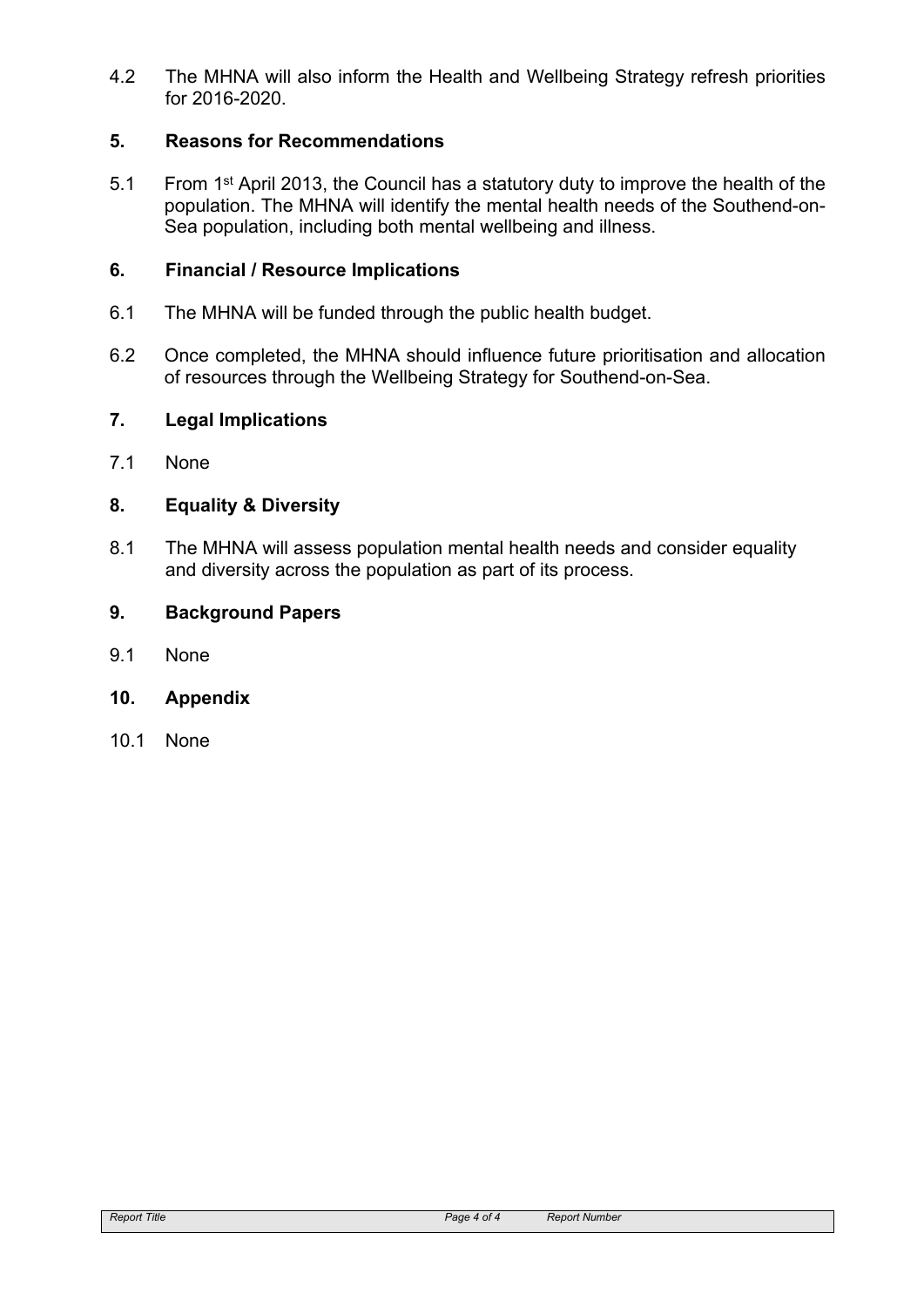4.2 The MHNA will also inform the Health and Wellbeing Strategy refresh priorities for 2016-2020.

## 5. Reasons for Recommendations

5.1 From 1st April 2013, the Council has a statutory duty to improve the health of the population. The MHNA will identify the mental health needs of the Southend-on-Sea population, including both mental wellbeing and illness.

## 6. Financial / Resource Implications

6.1 The MHNA will be funded through the public health budget.

6.2 Once completed, the MHNA should influence future prioritisation and allocation of resources through the Wellbeing Strategy for Southend-on-Sea.

## 7. Legal Implications

7.1 None

## 8. Equality & Diversity

8.1 The MHNA will assess population mental health needs and consider equality and diversity across the population as part of its process.

## 9. Background Papers

9.1 None

## 10. Appendix

10.1 None